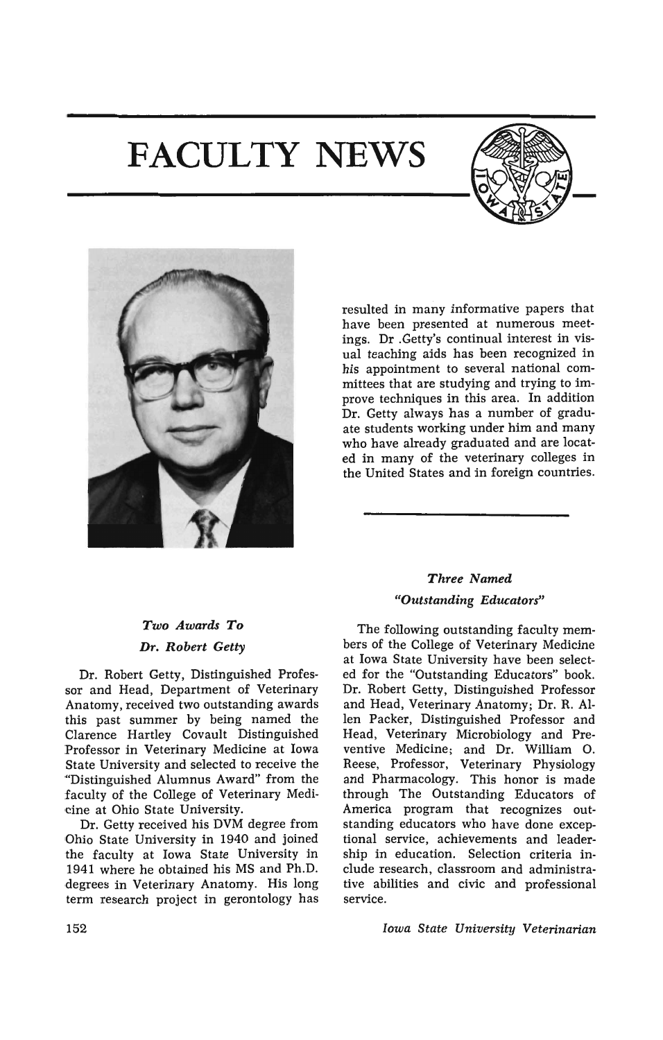# FACULTY NEWS

## *Two Awards To Dr. Robert Getty*

Dr. Robert Getty, Distinguished Professor and Head, Department of Veterinary Anatomy, received two outstanding awards this past summer by being named the Clarence Hartley Covault Distinguished Professor in Veterinary Medicine at Iowa State University and selected to receive the "Distinguished Alumnus Award" from the faculty of the College of Veterinary Medicine at Ohio State University.

Dr. Getty received his DVM degree from Ohio State University in 1940 and joined the faculty at Iowa State University in 1941 where he obtained his MS and Ph.D. degrees in Veterinary Anatomy. His long term research project in gerontology has resulted in many informative papers that have been presented at numerous meetings. Dr .Getty's continual interest in visual teaching aids has been recognized in his appointment to several national committees that are studying and trying to improve techniques in this area. In addition Dr. Getty always has a number of graduate students working under him and many who have already graduated and are located in many of the veterinary colleges in the United States and in foreign countries.

## *Three Named "Outstanding Educators"*

The following outstanding faculty members of the College of Veterinary Medicine at Iowa State University have been selected for the "Outstanding Educators" book. Dr. Robert Getty, Distinguished Professor and Head, Veterinary Anatomy; Dr. R. Allen Packer, Distinguished Professor and Head, Veterinary Microbiology and Preventive Medicine; and Dr. William O. Reese, Professor, Veterinary Physiology and Pharmacology. This honor is made through The Outstanding Educators of America program that recognizes outstanding educators who have done exceptional service, achievements and leadership in education. Selection criteria include research, classroom and administrative abilities and civic and professional service.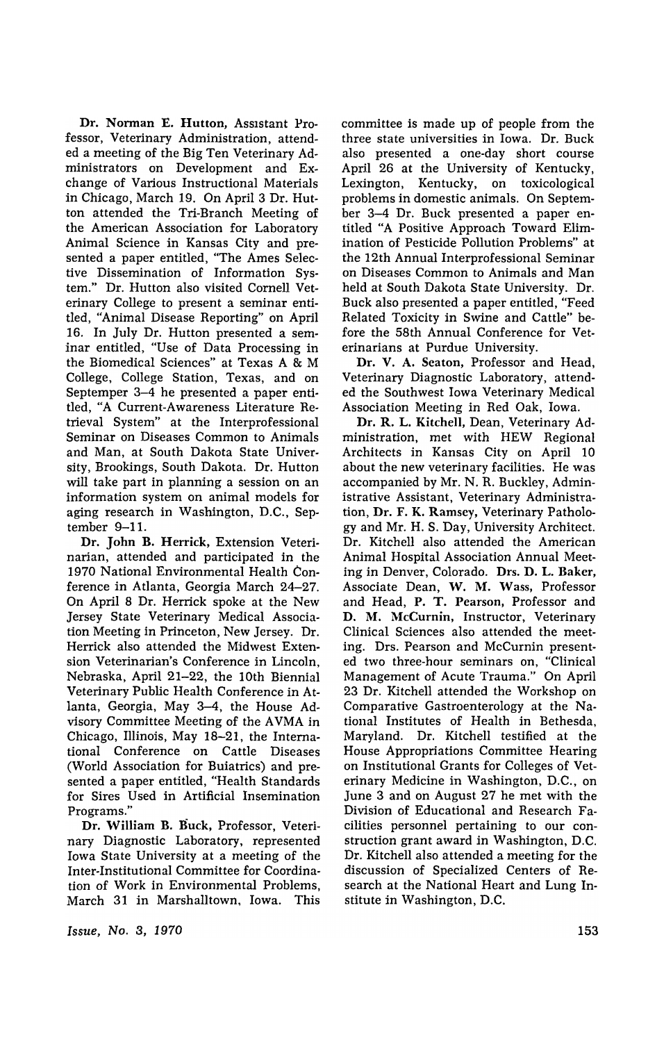**Dr. Norman E. Hutton**, Assistant Professor, Veterinary Administration, attended a meeting of the Big Ten Veterinary Administrators on Development and Exchange of Various Instructional Materials in Chicago, March 19. On April 3 Dr. Hutton attended the Tri-Branch Meeting of the American Association for Laboratory Animal Science in Kansas City and presented a paper entitled, "The Ames Selective Dissemination of Information System." Dr. Hutton also visited Cornell Veterinary College to present a seminar entitled, "Animal Disease Reporting" on April 16. In July Dr. Hutton presented a seminar entitled, "Use of Data Processing in the Biomedical Sciences" at Texas A & M College, College Station, Texas, and on Septemper 3–4 he presented a paper entitled, "A Current-Awareness Literature Retrieval System" at the Interprofessional Seminar on Diseases Common to Animals and Man, at South Dakota State University, Brookings, South Dakota. Dr. Hutton will take part in planning a session on an information system on animal models for aging research in Washington, D.C., September 9–11.

**Dr. John B. Herrick**, Extension Veterinarian, attended and participated in the 1970 National Environmental Health Conference in Atlanta, Georgia March 24–27. On April 8 Dr. Herrick spoke at the New Jersey State Veterinary Medical Association Meeting in Princeton, New Jersey. Dr. Herrick also attended the Midwest Extension Veterinarian's Conference in Lincoln, Nebraska, April 21–22, the 10th Biennial Veterinary Public Health Conference in Atlanta, Georgia, May 3–4, the House Advisory Committee Meeting of the AVMA in Chicago, Illinois, May 18–21, the International Conference on Cattle Diseases (World Association for Buiatrics) and presented a paper entitled, "Health Standards for Sires Used in Artificial Insemination Programs."

**Dr. William B. Buck**, Professor, Veterinary Diagnostic Laboratory, represented Iowa State University at a meeting of the Inter-Institutional Committee for Coordination of Work in Environmental Problems, March 31 in Marshalltown, Iowa. This committee is made up of people from the three state universities in Iowa. Dr. Buck also presented a one-day short course April 26 at the University of Kentucky, Lexington, Kentucky, on toxicological problems in domestic animals. On September 3–4 Dr. Buck presented a paper entitled "A Positive Approach Toward Elimination of Pesticide Pollution Problems" at the 12th Annual Interprofessional Seminar on Diseases Common to Animals and Man held at South Dakota State University. Dr. Buck also presented a paper entitled, "Feed Related Toxicity in Swine and Cattle" before the 58th Annual Conference for Veterinarians at Purdue University.

**Dr. V. A. Seaton**, Professor and Head, Veterinary Diagnostic Laboratory, attended the Southwest Iowa Veterinary Medical Association Meeting in Red Oak, Iowa.

**Dr. R. L. Kitchell**, Dean, Veterinary Administration, met with HEW Regional Architects in Kansas City on April 10 about the new veterinary facilities. He was accompanied by Mr. N. R. Buckley, Administrative Assistant, Veterinary Administration, **Dr. F. K. Ramsey**, Veterinary Pathology and Mr. H. S. Day, University Architect. Dr. Kitchell also attended the American Animal Hospital Association Annual Meeting in Denver, Colorado. **Drs. D. L. Baker**, Associate Dean, **W. M. Wass**, Professor and Head, **P. T. Pearson**, Professor and **D. M. McCurnin**, Instructor, Veterinary Clinical Sciences also attended the meeting. Drs. Pearson and McCurnin presented two three-hour seminars on, "Clinical Management of Acute Trauma." On April 23 Dr. Kitchell attended the Workshop on Comparative Gastroenterology at the National Institutes of Health in Bethesda, Maryland. Dr. Kitchell testified at the House Appropriations Committee Hearing on Institutional Grants for Colleges of Veterinary Medicine in Washington, D.C., on June 3 and on August 27 he met with the Division of Educational and Research Facilities personnel pertaining to our construction grant award in Washington, D.C. Dr. Kitchell also attended a meeting for the discussion of Specialized Centers of Research at the National Heart and Lung Institute in Washington, D.C.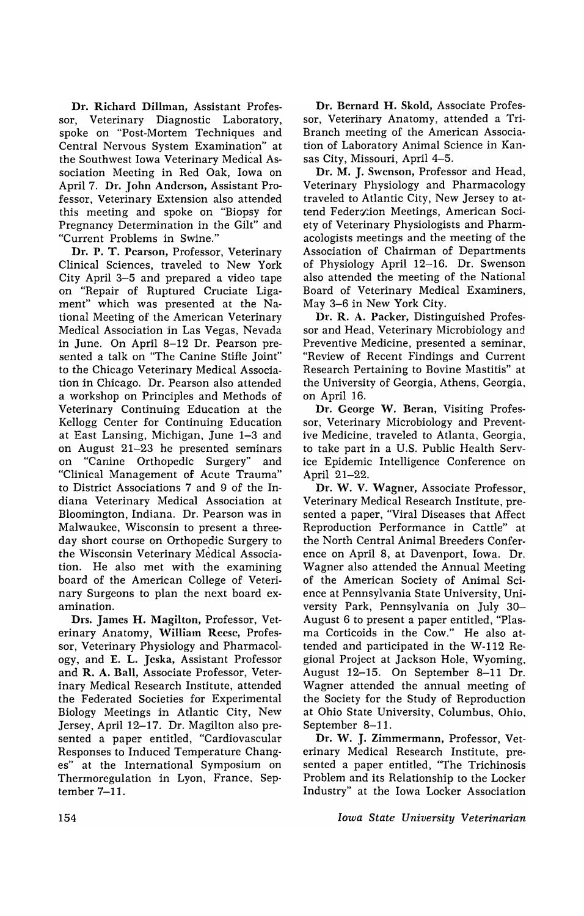**Dr. Richard Dillman**, Assistant Professor, Veterinary Diagnostic Laboratory, spoke on "Post-Mortem Techniques and Central Nervous System Examination" at the Southwest Iowa Veterinary Medical Association Meeting in Red Oak, Iowa on April 7. **Dr. John Anderson**, Assistant Professor, Veterinary Extension also attended this meeting and spoke on "Biopsy for Pregnancy Determination in the Gilt" and "Current Problems in Swine."

**Dr. P. T. Pearson**, Professor, Veterinary Clinical Sciences, traveled to New York City April 3–5 and prepared a video tape on "Repair of Ruptured Cruciate Ligament" which was presented at the National Meeting of the American Veterinary Medical Association in Las Vegas, Nevada in June. On April 8–12 Dr. Pearson presented a talk on "The Canine Stifle Joint" to the Chicago Veterinary Medical Association in Chicago. Dr. Pearson also attended a workshop on Principles and Methods of Veterinary Continuing Education at the Kellogg Center for Continuing Education at East Lansing, Michigan, June 1–3 and on August 21–23 he presented seminars on "Canine Orthopedic Surgery" and "Clinical Management of Acute Trauma" to District Associations 7 and 9 of the Indiana Veterinary Medical Association at Bloomington, Indiana. Dr. Pearson was in Malwaukee, Wisconsin to present a three-day short course on Orthopedic Surgery to the Wisconsin Veterinary Medical Association. He also met with the examining board of the American College of Veterinary Surgeons to plan the next board examination.

**Drs. James H. Magilton**, Professor, Veterinary Anatomy, **William Reese**, Professor, Veterinary Physiology and Pharmacology, and **E. L. Jeska**, Assistant Professor and **R. A. Ball**, Associate Professor, Veterinary Medical Research Institute, attended the Federated Societies for Experimental Biology Meetings in Atlantic City, New Jersey, April 12–17. Dr. Magilton also presented a paper entitled, "Cardiovascular Responses to Induced Temperature Changes" at the International Symposium on Thermoregulation in Lyon, France, September 7–11.

**Dr. Bernard H. Skold**, Associate Professor, Veterinary Anatomy, attended a Tri-Branch meeting of the American Association of Laboratory Animal Science in Kansas City, Missouri, April 4–5.

**Dr. M. J. Swenson**, Professor and Head, Veterinary Physiology and Pharmacology traveled to Atlantic City, New Jersey to attend Federation Meetings, American Society of Veterinary Physiologists and Pharmacologists meetings and the meeting of the Association of Chairman of Departments of Physiology April 12–16. Dr. Swenson also attended the meeting of the National Board of Veterinary Medical Examiners, May 3–6 in New York City.

**Dr. R. A. Packer**, Distinguished Professor and Head, Veterinary Microbiology and Preventive Medicine, presented a seminar, "Review of Recent Findings and Current Research Pertaining to Bovine Mastitis" at the University of Georgia, Athens, Georgia, on April 16.

**Dr. George W. Beran**, Visiting Professor, Veterinary Microbiology and Preventive Medicine, traveled to Atlanta, Georgia, to take part in a U.S. Public Health Service Epidemic Intelligence Conference on April 21–22.

**Dr. W. V. Wagner**, Associate Professor, Veterinary Medical Research Institute, presented a paper, "Viral Diseases that Affect Reproduction Performance in Cattle" at the North Central Animal Breeders Conference on April 8, at Davenport, Iowa. Dr. Wagner also attended the Annual Meeting of the American Society of Animal Science at Pennsylvania State University, University Park, Pennsylvania on July 30–August 6 to present a paper entitled, "Plasma Corticoids in the Cow." He also attended and participated in the W-112 Regional Project at Jackson Hole, Wyoming, August 12–15. On September 8–11 Dr. Wagner attended the annual meeting of the Society for the Study of Reproduction at Ohio State University, Columbus, Ohio, September 8–11.

**Dr. W. J. Zimmermann**, Professor, Veterinary Medical Research Institute, presented a paper entitled, "The Trichinosis Problem and its Relationship to the Locker Industry" at the Iowa Locker Association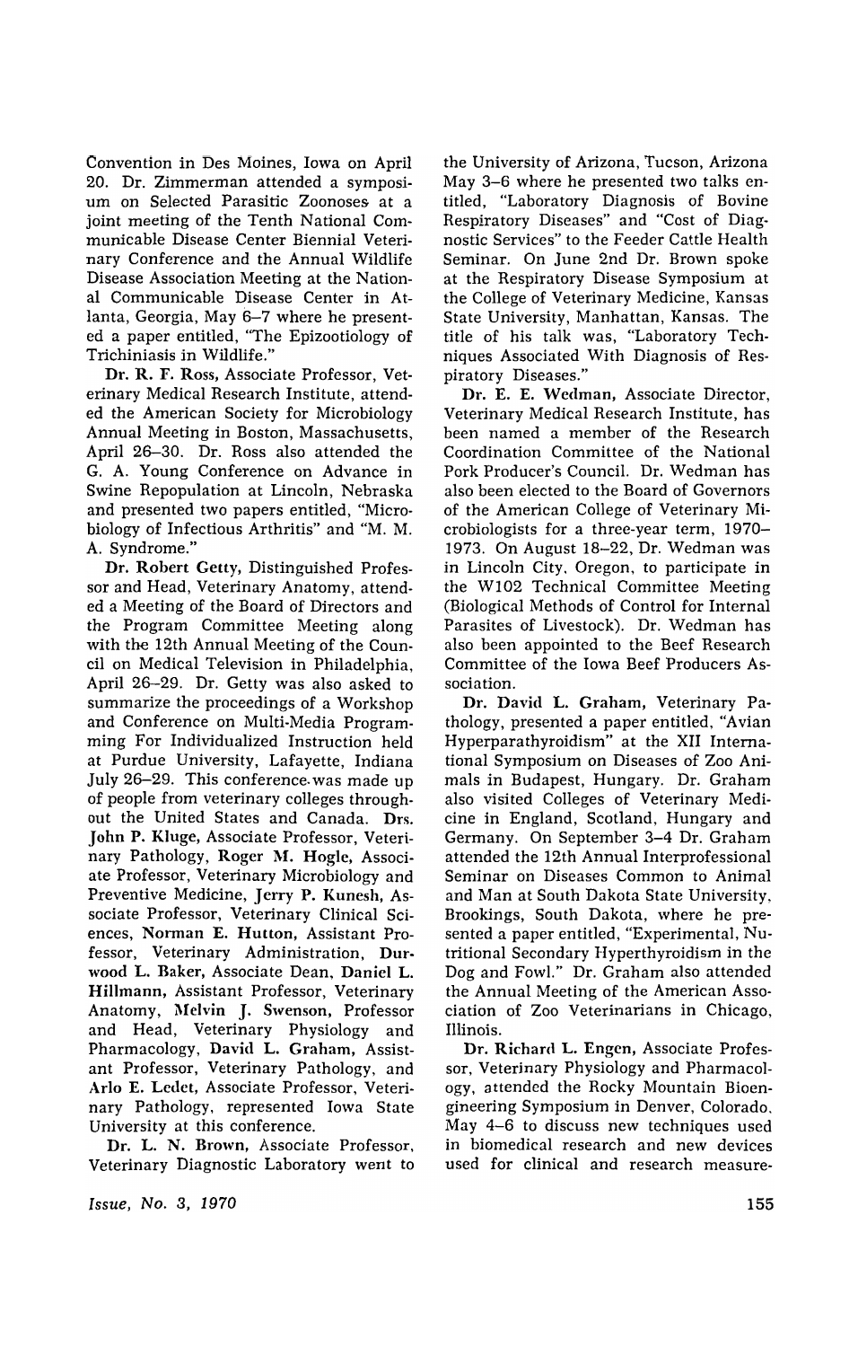Convention in Des Moines, Iowa on April 20. Dr. Zimmerman attended a symposium on Selected Parasitic Zoonoses at a joint meeting of the Tenth National Communicable Disease Center Biennial Veterinary Conference and the Annual Wildlife Disease Association Meeting at the National Communicable Disease Center in Atlanta, Georgia, May 6–7 where he presented a paper entitled, "The Epizootiology of Trichiniasis in Wildlife."

**Dr. R. F. Ross**, Associate Professor, Veterinary Medical Research Institute, attended the American Society for Microbiology Annual Meeting in Boston, Massachusetts, April 26–30. Dr. Ross also attended the G. A. Young Conference on Advance in Swine Repopulation at Lincoln, Nebraska and presented two papers entitled, "Microbiology of Infectious Arthritis" and "M. M. A. Syndrome."

**Dr. Robert Getty**, Distinguished Professor and Head, Veterinary Anatomy, attended a Meeting of the Board of Directors and the Program Committee Meeting along with the 12th Annual Meeting of the Council on Medical Television in Philadelphia, April 26–29. Dr. Getty was also asked to summarize the proceedings of a Workshop and Conference on Multi-Media Programming For Individualized Instruction held at Purdue University, Lafayette, Indiana July 26–29. This conference was made up of people from veterinary colleges throughout the United States and Canada. Drs. **John P. Kluge**, Associate Professor, Veterinary Pathology, **Roger M. Hogle**, Associate Professor, Veterinary Microbiology and Preventive Medicine, **Jerry P. Kunesh**, Associate Professor, Veterinary Clinical Sciences, **Norman E. Hutton**, Assistant Professor, Veterinary Administration, **Durwood L. Baker**, Associate Dean, **Daniel L. Hillmann**, Assistant Professor, Veterinary Anatomy, **Melvin J. Swenson**, Professor and Head, Veterinary Physiology and Pharmacology, **David L. Graham**, Assistant Professor, Veterinary Pathology, and **Arlo E. Ledet**, Associate Professor, Veterinary Pathology, represented Iowa State University at this conference.

**Dr. L. N. Brown**, Associate Professor, Veterinary Diagnostic Laboratory went to the University of Arizona, Tucson, Arizona May 3–6 where he presented two talks entitled, "Laboratory Diagnosis of Bovine Respiratory Diseases" and "Cost of Diagnostic Services" to the Feeder Cattle Health Seminar. On June 2nd Dr. Brown spoke at the Respiratory Disease Symposium at the College of Veterinary Medicine, Kansas State University, Manhattan, Kansas. The title of his talk was, "Laboratory Techniques Associated With Diagnosis of Respiratory Diseases."

**Dr. E. E. Wedman**, Associate Director, Veterinary Medical Research Institute, has been named a member of the Research Coordination Committee of the National Pork Producer's Council. Dr. Wedman has also been elected to the Board of Governors of the American College of Veterinary Microbiologists for a three-year term, 1970–1973. On August 18–22, Dr. Wedman was in Lincoln City, Oregon, to participate in the W102 Technical Committee Meeting (Biological Methods of Control for Internal Parasites of Livestock). Dr. Wedman has also been appointed to the Beef Research Committee of the Iowa Beef Producers Association.

**Dr. David L. Graham**, Veterinary Pathology, presented a paper entitled, "Avian Hyperparathyroidism" at the XII International Symposium on Diseases of Zoo Animals in Budapest, Hungary. Dr. Graham also visited Colleges of Veterinary Medicine in England, Scotland, Hungary and Germany. On September 3–4 Dr. Graham attended the 12th Annual Interprofessional Seminar on Diseases Common to Animal and Man at South Dakota State University, Brookings, South Dakota, where he presented a paper entitled, "Experimental, Nutritional Secondary Hyperthyroidism in the Dog and Fowl." Dr. Graham also attended the Annual Meeting of the American Association of Zoo Veterinarians in Chicago, Illinois.

**Dr. Richard L. Engen**, Associate Professor, Veterinary Physiology and Pharmacology, attended the Rocky Mountain Bioengineering Symposium in Denver, Colorado, May 4–6 to discuss new techniques used in biomedical research and new devices used for clinical and research measure-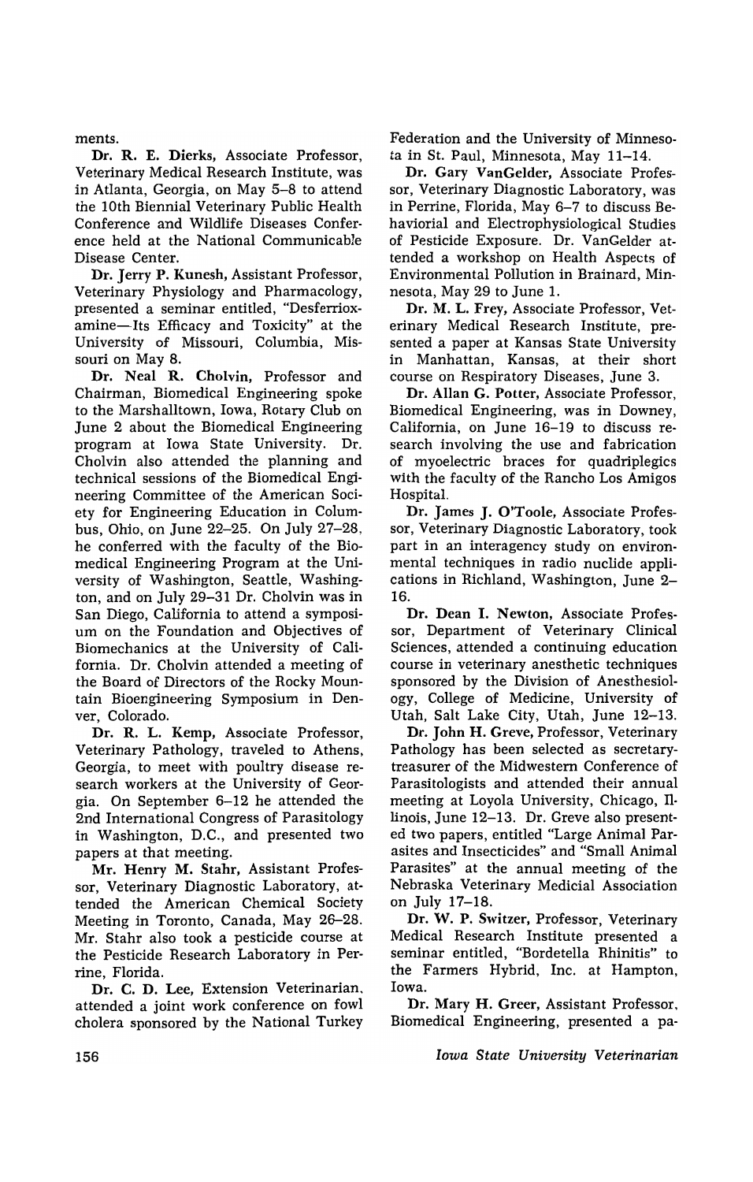ments.

**Dr. R. E. Dierks**, Associate Professor, Veterinary Medical Research Institute, was in Atlanta, Georgia, on May 5–8 to attend the 10th Biennial Veterinary Public Health Conference and Wildlife Diseases Conference held at the National Communicable Disease Center.

**Dr. Jerry P. Kunesh**, Assistant Professor, Veterinary Physiology and Pharmacology, presented a seminar entitled, "Desferrioxamine—Its Efficacy and Toxicity" at the University of Missouri, Columbia, Missouri on May 8.

**Dr. Neal R. Cholvin**, Professor and Chairman, Biomedical Engineering spoke to the Marshalltown, Iowa, Rotary Club on June 2 about the Biomedical Engineering program at Iowa State University. Dr. Cholvin also attended the planning and technical sessions of the Biomedical Engineering Committee of the American Society for Engineering Education in Columbus, Ohio, on June 22–25. On July 27–28, he conferred with the faculty of the Biomedical Engineering Program at the University of Washington, Seattle, Washington, and on July 29–31 Dr. Cholvin was in San Diego, California to attend a symposium on the Foundation and Objectives of Biomechanics at the University of California. Dr. Cholvin attended a meeting of the Board of Directors of the Rocky Mountain Bioengineering Symposium in Denver, Colorado.

**Dr. R. L. Kemp**, Associate Professor, Veterinary Pathology, traveled to Athens, Georgia, to meet with poultry disease research workers at the University of Georgia. On September 6–12 he attended the 2nd International Congress of Parasitology in Washington, D.C., and presented two papers at that meeting.

**Mr. Henry M. Stahr**, Assistant Professor, Veterinary Diagnostic Laboratory, attended the American Chemical Society Meeting in Toronto, Canada, May 26–28. Mr. Stahr also took a pesticide course at the Pesticide Research Laboratory in Perrine, Florida.

**Dr. C. D. Lee**, Extension Veterinarian, attended a joint work conference on fowl cholera sponsored by the National Turkey Federation and the University of Minnesota in St. Paul, Minnesota, May 11–14.

**Dr. Gary VanGelder**, Associate Professor, Veterinary Diagnostic Laboratory, was in Perrine, Florida, May 6–7 to discuss Behaviorial and Electrophysiological Studies of Pesticide Exposure. Dr. VanGelder attended a workshop on Health Aspects of Environmental Pollution in Brainard, Minnesota, May 29 to June 1.

**Dr. M. L. Frey**, Associate Professor, Veterinary Medical Research Institute, presented a paper at Kansas State University in Manhattan, Kansas, at their short course on Respiratory Diseases, June 3.

**Dr. Allan G. Potter**, Associate Professor, Biomedical Engineering, was in Downey, California, on June 16–19 to discuss research involving the use and fabrication of myoelectric braces for quadriplegics with the faculty of the Rancho Los Amigos Hospital.

**Dr. James J. O'Toole**, Associate Professor, Veterinary Diagnostic Laboratory, took part in an interagency study on environmental techniques in radio nuclide applications in Richland, Washington, June 2–16.

**Dr. Dean I. Newton**, Associate Professor, Department of Veterinary Clinical Sciences, attended a continuing education course in veterinary anesthetic techniques sponsored by the Division of Anesthesiology, College of Medicine, University of Utah, Salt Lake City, Utah, June 12–13.

**Dr. John H. Greve**, Professor, Veterinary Pathology has been selected as secretary-treasurer of the Midwestern Conference of Parasitologists and attended their annual meeting at Loyola University, Chicago, Illinois, June 12–13. Dr. Greve also presented two papers, entitled "Large Animal Parasites and Insecticides" and "Small Animal Parasites" at the annual meeting of the Nebraska Veterinary Medicial Association on July 17–18.

**Dr. W. P. Switzer**, Professor, Veterinary Medical Research Institute presented a seminar entitled, "Bordetella Rhinitis" to the Farmers Hybrid, Inc. at Hampton, Iowa.

**Dr. Mary H. Greer**, Assistant Professor, Biomedical Engineering, presented a pa-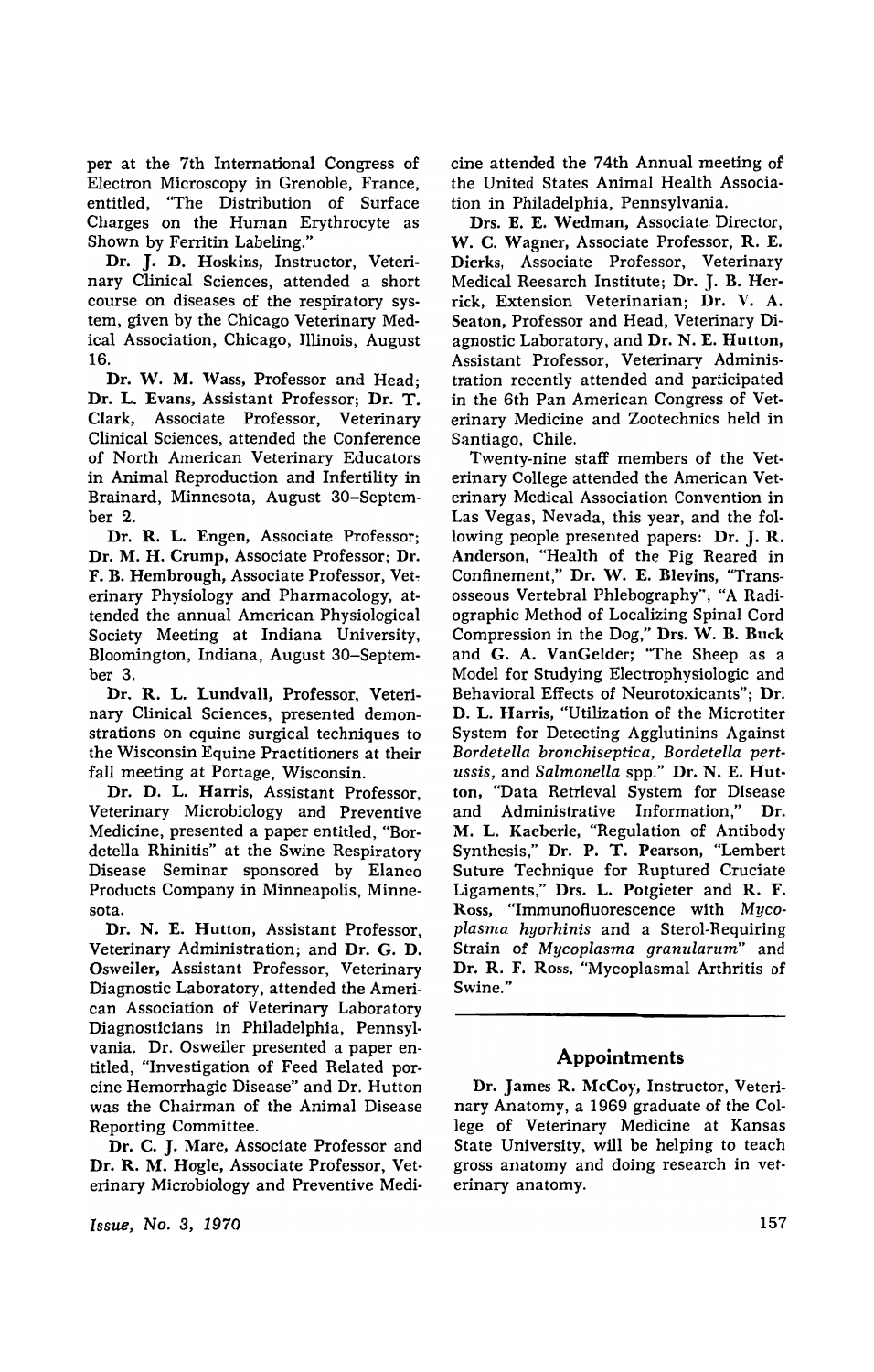per at the 7th International Congress of Electron Microscopy in Grenoble, France, entitled, "The Distribution of Surface Charges on the Human Erythrocyte as Shown by Ferritin Labeling."

**Dr. J. D. Hoskins**, Instructor, Veterinary Clinical Sciences, attended a short course on diseases of the respiratory system, given by the Chicago Veterinary Medical Association, Chicago, Illinois, August 16.

**Dr. W. M. Wass**, Professor and Head; **Dr. L. Evans**, Assistant Professor; **Dr. T. Clark**, Associate Professor, Veterinary Clinical Sciences, attended the Conference of North American Veterinary Educators in Animal Reproduction and Infertility in Brainard, Minnesota, August 30–September 2.

**Dr. R. L. Engen**, Associate Professor; **Dr. M. H. Crump**, Associate Professor; **Dr. F. B. Hembrough**, Associate Professor, Veterinary Physiology and Pharmacology, attended the annual American Physiological Society Meeting at Indiana University, Bloomington, Indiana, August 30–September 3.

**Dr. R. L. Lundvall**, Professor, Veterinary Clinical Sciences, presented demonstrations on equine surgical techniques to the Wisconsin Equine Practitioners at their fall meeting at Portage, Wisconsin.

**Dr. D. L. Harris**, Assistant Professor, Veterinary Microbiology and Preventive Medicine, presented a paper entitled, "Bordetella Rhinitis" at the Swine Respiratory Disease Seminar sponsored by Elanco Products Company in Minneapolis, Minnesota.

**Dr. N. E. Hutton**, Assistant Professor, Veterinary Administration; and **Dr. G. D. Osweiler**, Assistant Professor, Veterinary Diagnostic Laboratory, attended the American Association of Veterinary Laboratory Diagnosticians in Philadelphia, Pennsylvania. Dr. Osweiler presented a paper entitled, "Investigation of Feed Related porcine Hemorrhagic Disease" and Dr. Hutton was the Chairman of the Animal Disease Reporting Committee.

**Dr. C. J. Mare**, Associate Professor and **Dr. R. M. Hogle**, Associate Professor, Veterinary Microbiology and Preventive Medicine attended the 74th Annual meeting of the United States Animal Health Association in Philadelphia, Pennsylvania.

**Drs. E. E. Wedman**, Associate Director, **W. C. Wagner**, Associate Professor, **R. E. Dierks**, Associate Professor, Veterinary Medical Reesearch Institute; **Dr. J. B. Herrick**, Extension Veterinarian; **Dr. V. A. Seaton**, Professor and Head, Veterinary Diagnostic Laboratory, and **Dr. N. E. Hutton**, Assistant Professor, Veterinary Administration recently attended and participated in the 6th Pan American Congress of Veterinary Medicine and Zootechnics held in Santiago, Chile.

Twenty-nine staff members of the Veterinary College attended the American Veterinary Medical Association Convention in Las Vegas, Nevada, this year, and the following people presented papers: **Dr. J. R. Anderson**, "Health of the Pig Reared in Confinement," **Dr. W. E. Blevins**, "Transosseous Vertebral Phlebography"; "A Radiographic Method of Localizing Spinal Cord Compression in the Dog," **Drs. W. B. Buck** and **G. A. VanGelder**; "The Sheep as a Model for Studying Electrophysiologic and Behavioral Effects of Neurotoxicants"; **Dr. D. L. Harris**, "Utilization of the Microtiter System for Detecting Agglutinins Against *Bordetella bronchiseptica*, *Bordetella pertussis*, and *Salmonella* spp." **Dr. N. E. Hutton**, "Data Retrieval System for Disease and Administrative Information," **Dr. M. L. Kaeberle**, "Regulation of Antibody Synthesis," **Dr. P. T. Pearson**, "Lembert Suture Technique for Ruptured Cruciate Ligaments," **Drs. L. Potgieter** and **R. F. Ross**, "Immunofluorescence with *Mycoplasma hyorhinis* and a Sterol-Requiring Strain of *Mycoplasma granularum*" and **Dr. R. F. Ross**, "Mycoplasmal Arthritis of Swine."

## Appointments

**Dr. James R. McCoy**, Instructor, Veterinary Anatomy, a 1969 graduate of the College of Veterinary Medicine at Kansas State University, will be helping to teach gross anatomy and doing research in veterinary anatomy.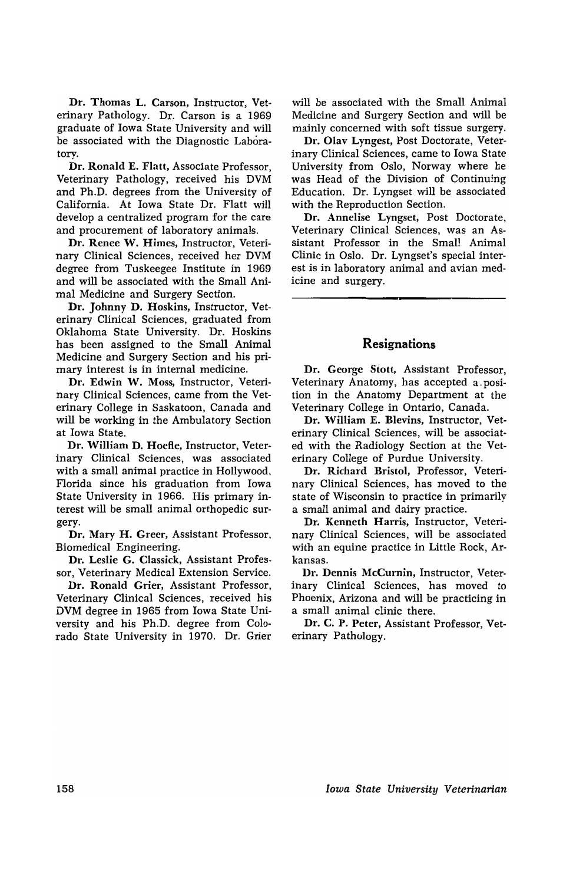**Dr. Thomas L. Carson,** Instructor, Veterinary Pathology. Dr. Carson is a 1969 graduate of Iowa State University and will be associated with the Diagnostic Laboratory.

**Dr. Ronald E. Flatt,** Associate Professor, Veterinary Pathology, received his DVM and Ph.D. degrees from the University of California. At Iowa State Dr. Flatt will develop a centralized program for the care and procurement of laboratory animals.

**Dr. Renee W. Himes,** Instructor, Veterinary Clinical Sciences, received her DVM degree from Tuskeegee Institute in 1969 and will be associated with the Small Animal Medicine and Surgery Section.

**Dr. Johnny D. Hoskins,** Instructor, Veterinary Clinical Sciences, graduated from Oklahoma State University. Dr. Hoskins has been assigned to the Small Animal Medicine and Surgery Section and his primary interest is in internal medicine.

**Dr. Edwin W. Moss,** Instructor, Veterinary Clinical Sciences, came from the Veterinary College in Saskatoon, Canada and will be working in the Ambulatory Section at Iowa State.

**Dr. William D. Hoefle,** Instructor, Veterinary Clinical Sciences, was associated with a small animal practice in Hollywood, Florida since his graduation from Iowa State University in 1966. His primary interest will be small animal orthopedic surgery.

**Dr. Mary H. Greer,** Assistant Professor, Biomedical Engineering.

**Dr. Leslie G. Classick,** Assistant Professor, Veterinary Medical Extension Service.

**Dr. Ronald Grier,** Assistant Professor, Veterinary Clinical Sciences, received his DVM degree in 1965 from Iowa State University and his Ph.D. degree from Colorado State University in 1970. Dr. Grier will be associated with the Small Animal Medicine and Surgery Section and will be mainly concerned with soft tissue surgery.

**Dr. Olav Lyngest,** Post Doctorate, Veterinary Clinical Sciences, came to Iowa State University from Oslo, Norway where he was Head of the Division of Continuing Education. Dr. Lyngset will be associated with the Reproduction Section.

**Dr. Annelise Lyngset,** Post Doctorate, Veterinary Clinical Sciences, was an Assistant Professor in the Small Animal Clinic in Oslo. Dr. Lyngset's special interest is in laboratory animal and avian medicine and surgery.

## Resignations

**Dr. George Stott,** Assistant Professor, Veterinary Anatomy, has accepted a position in the Anatomy Department at the Veterinary College in Ontario, Canada.

**Dr. William E. Blevins,** Instructor, Veterinary Clinical Sciences, will be associated with the Radiology Section at the Veterinary College of Purdue University.

**Dr. Richard Bristol,** Professor, Veterinary Clinical Sciences, has moved to the state of Wisconsin to practice in primarily a small animal and dairy practice.

**Dr. Kenneth Harris,** Instructor, Veterinary Clinical Sciences, will be associated with an equine practice in Little Rock, Arkansas.

**Dr. Dennis McCurnin,** Instructor, Veterinary Clinical Sciences, has moved to Phoenix, Arizona and will be practicing in a small animal clinic there.

**Dr. C. P. Peter,** Assistant Professor, Veterinary Pathology.